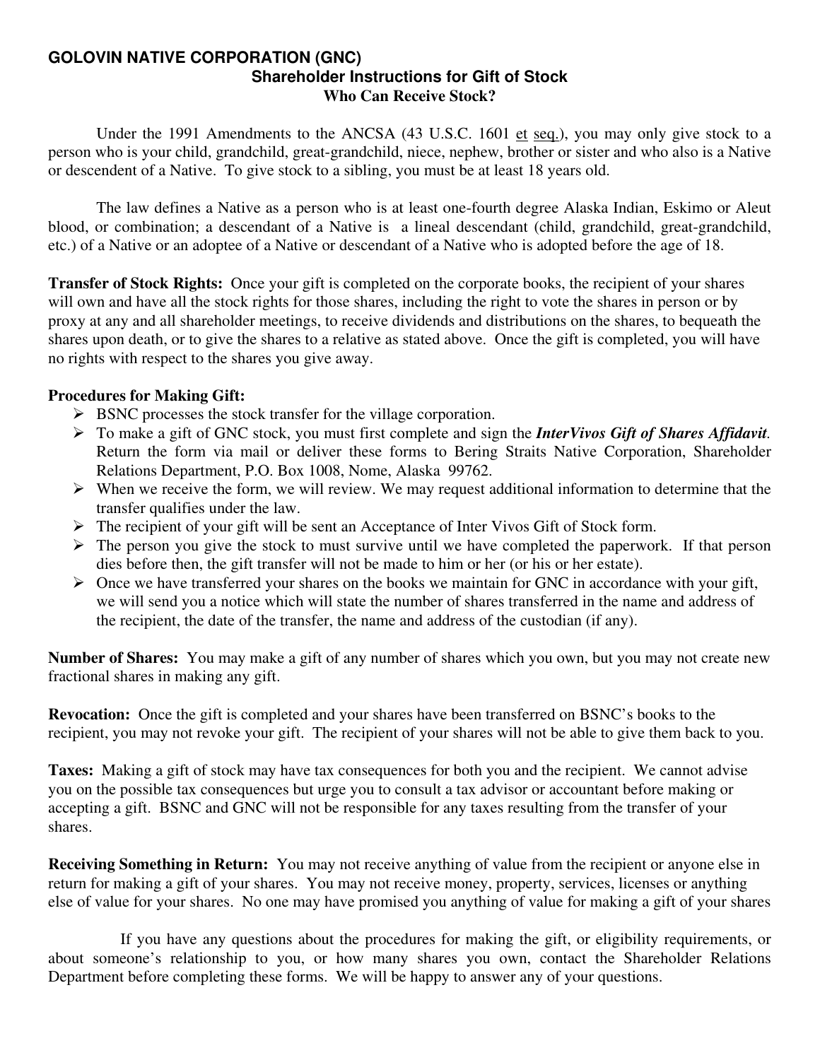# GOLOVIN NATIVE CORPORATION (GNC)

## Shareholder Instructions for Gift of Stock

### Who Can Receive Stock?

Under the 1991 Amendments to the ANCSA (43 U.S.C. 1601 et seq.), you may only give stock to a person who is your child, grandchild, great-grandchild, niece, nephew, brother or sister and who also is a Native or descendent of a Native. To give stock to a sibling, you must be at least 18 years old.

The law defines a Native as a person who is at least one-fourth degree Alaska Indian, Eskimo or Aleut blood, or combination; a descendant of a Native is a lineal descendant (child, grandchild, great-grandchild, etc.) of a Native or an adoptee of a Native or descendant of a Native who is adopted before the age of 18.

**Transfer of Stock Rights:** Once your gift is completed on the corporate books, the recipient of your shares will own and have all the stock rights for those shares, including the right to vote the shares in person or by proxy at any and all shareholder meetings, to receive dividends and distributions on the shares, to bequeath the shares upon death, or to give the shares to a relative as stated above. Once the gift is completed, you will have no rights with respect to the shares you give away.

**Procedures for Making Gift:**

- BSNC processes the stock transfer for the village corporation.
- To make a gift of GNC stock, you must first complete and sign the ***InterVivos Gift of Shares Affidavit***. Return the form via mail or deliver these forms to Bering Straits Native Corporation, Shareholder Relations Department, P.O. Box 1008, Nome, Alaska 99762.
- When we receive the form, we will review. We may request additional information to determine that the transfer qualifies under the law.
- The recipient of your gift will be sent an Acceptance of Inter Vivos Gift of Stock form.
- The person you give the stock to must survive until we have completed the paperwork. If that person dies before then, the gift transfer will not be made to him or her (or his or her estate).
- Once we have transferred your shares on the books we maintain for GNC in accordance with your gift, we will send you a notice which will state the number of shares transferred in the name and address of the recipient, the date of the transfer, the name and address of the custodian (if any).

**Number of Shares:** You may make a gift of any number of shares which you own, but you may not create new fractional shares in making any gift.

**Revocation:** Once the gift is completed and your shares have been transferred on BSNC's books to the recipient, you may not revoke your gift. The recipient of your shares will not be able to give them back to you.

**Taxes:** Making a gift of stock may have tax consequences for both you and the recipient. We cannot advise you on the possible tax consequences but urge you to consult a tax advisor or accountant before making or accepting a gift. BSNC and GNC will not be responsible for any taxes resulting from the transfer of your shares.

**Receiving Something in Return:** You may not receive anything of value from the recipient or anyone else in return for making a gift of your shares. You may not receive money, property, services, licenses or anything else of value for your shares. No one may have promised you anything of value for making a gift of your shares

If you have any questions about the procedures for making the gift, or eligibility requirements, or about someone's relationship to you, or how many shares you own, contact the Shareholder Relations Department before completing these forms. We will be happy to answer any of your questions.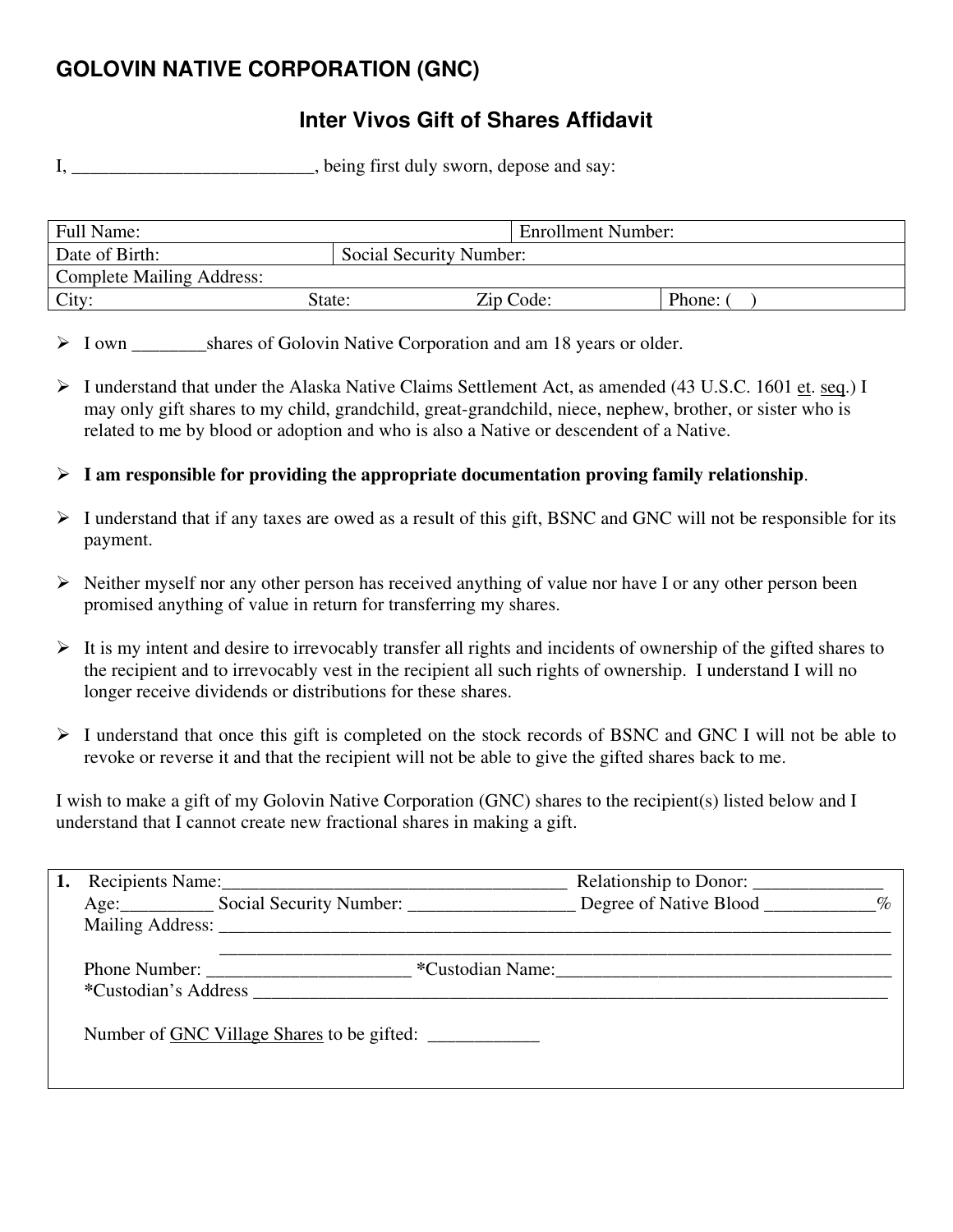## GOLOVIN NATIVE CORPORATION (GNC)

### Inter Vivos Gift of Shares Affidavit

I, __________________________, being first duly sworn, depose and say:

| Full Name: | | | Enrollment Number: |
|---|---|---|---|
| Date of Birth: | Social Security Number: | | |
| Complete Mailing Address: | | | |
| City: State: | | Zip Code: | Phone: ( ) |

- I own ________shares of Golovin Native Corporation and am 18 years or older.
- I understand that under the Alaska Native Claims Settlement Act, as amended (43 U.S.C. 1601 et. seq.) I may only gift shares to my child, grandchild, great-grandchild, niece, nephew, brother, or sister who is related to me by blood or adoption and who is also a Native or descendent of a Native.
- **I am responsible for providing the appropriate documentation proving family relationship**.
- I understand that if any taxes are owed as a result of this gift, BSNC and GNC will not be responsible for its payment.
- Neither myself nor any other person has received anything of value nor have I or any other person been promised anything of value in return for transferring my shares.
- It is my intent and desire to irrevocably transfer all rights and incidents of ownership of the gifted shares to the recipient and to irrevocably vest in the recipient all such rights of ownership. I understand I will no longer receive dividends or distributions for these shares.
- I understand that once this gift is completed on the stock records of BSNC and GNC I will not be able to revoke or reverse it and that the recipient will not be able to give the gifted shares back to me.

I wish to make a gift of my Golovin Native Corporation (GNC) shares to the recipient(s) listed below and I understand that I cannot create new fractional shares in making a gift.

**1.** Recipients Name:_____________________________________ Relationship to Donor: _____________
Age:__________ Social Security Number: _________________ Degree of Native Blood ____________%
Mailing Address: ___________________________________________________________________________
___________________________________________________________________________
Phone Number: ______________________ ***Custodian Name:**___________________________________
***Custodian's Address** ___________________________________________________________________

Number of GNC Village Shares to be gifted: ____________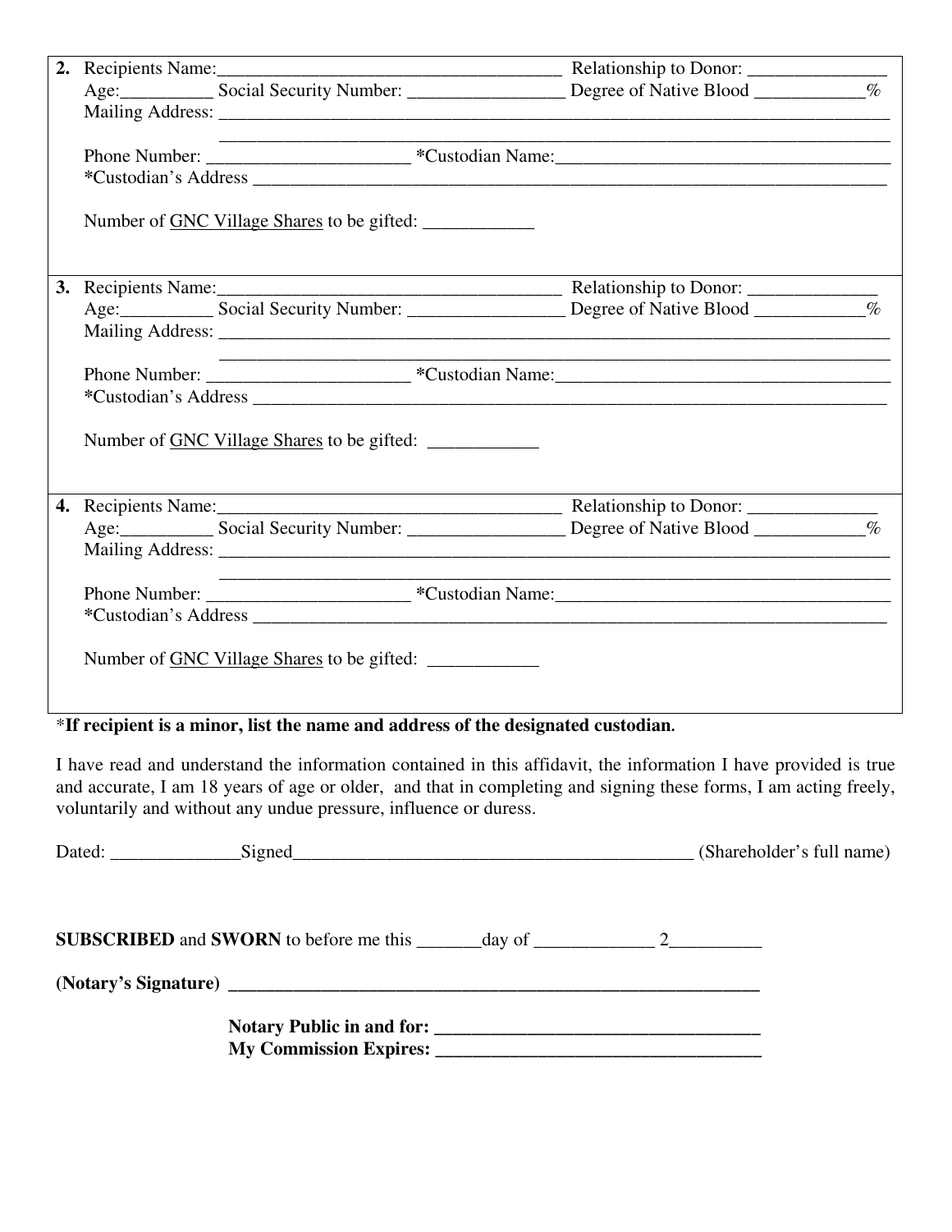2. Recipients Name:_____________________________________ Relationship to Donor: _______________
   Age:__________ Social Security Number: _________________ Degree of Native Blood ____________%
   Mailing Address: ___________________________________________________________________________
   _____________________________________________________________________________
   Phone Number: ______________________ *Custodian Name:_____________________________________
   *Custodian's Address ________________________________________________________________________

   Number of <u>GNC Village Shares</u> to be gifted: ____________

3. Recipients Name:_____________________________________ Relationship to Donor: ______________
   Age:__________ Social Security Number: _________________ Degree of Native Blood ____________%
   Mailing Address: ___________________________________________________________________________
   _____________________________________________________________________________
   Phone Number: ______________________ *Custodian Name:_____________________________________
   *Custodian's Address ________________________________________________________________________

   Number of <u>GNC Village Shares</u> to be gifted: ____________

4. Recipients Name:_____________________________________ Relationship to Donor: ______________
   Age:__________ Social Security Number: _________________ Degree of Native Blood ____________%
   Mailing Address: ___________________________________________________________________________
   _____________________________________________________________________________
   Phone Number: ______________________ *Custodian Name:_____________________________________
   *Custodian's Address ________________________________________________________________________

   Number of <u>GNC Village Shares</u> to be gifted: ____________

***If recipient is a minor, list the name and address of the designated custodian.**

I have read and understand the information contained in this affidavit, the information I have provided is true and accurate, I am 18 years of age or older, and that in completing and signing these forms, I am acting freely, voluntarily and without any undue pressure, influence or duress.

Dated: ______________Signed_____________________________________________ (Shareholder's full name)

**SUBSCRIBED** and **SWORN** to before me this _______day of _____________ 2__________

**(Notary's Signature) ___________________________________________________________**

**Notary Public in and for: ___________________________________**
**My Commission Expires: ___________________________________**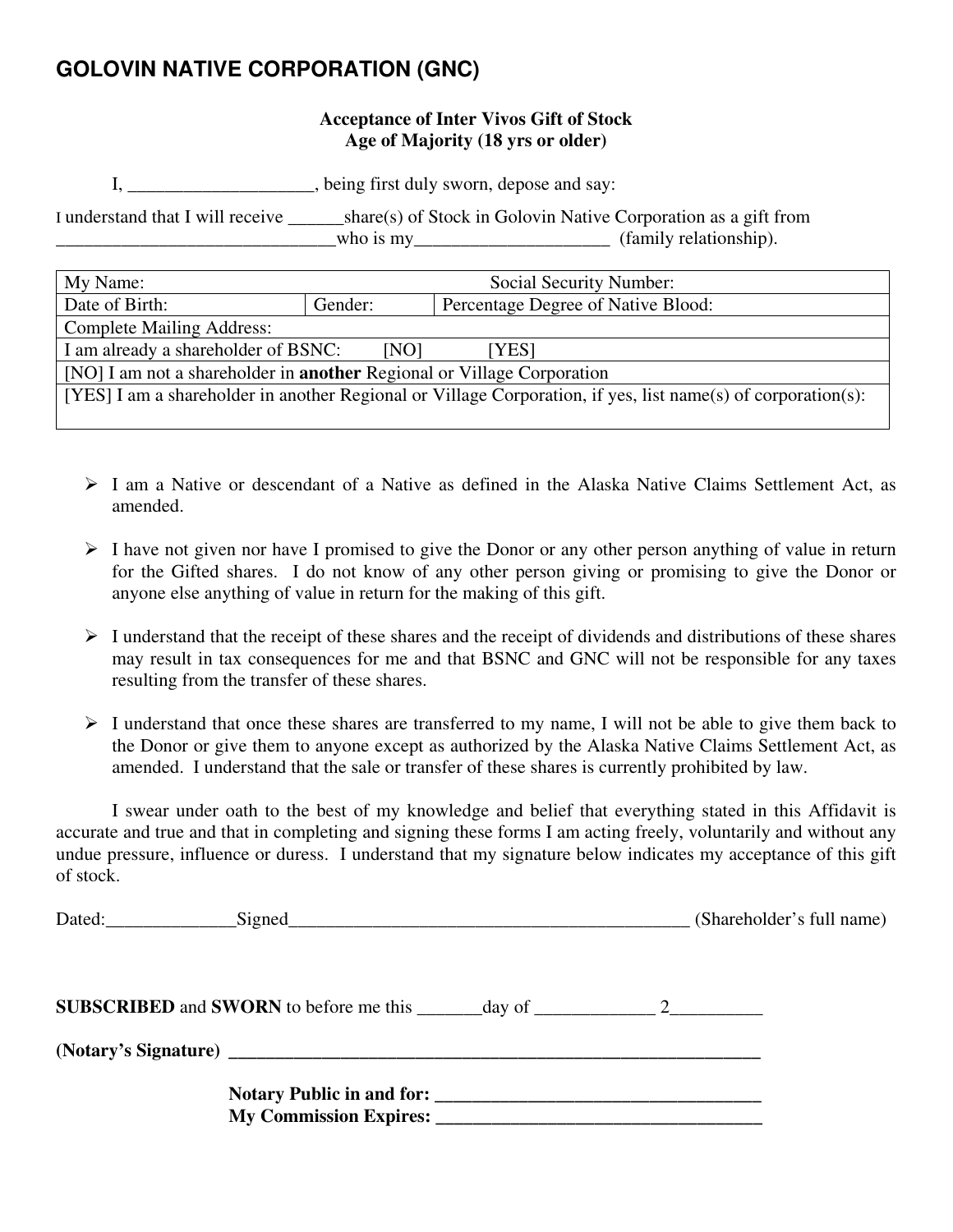# GOLOVIN NATIVE CORPORATION (GNC)

**Acceptance of Inter Vivos Gift of Stock**
**Age of Majority (18 yrs or older)**

I, ____________________, being first duly sworn, depose and say:

I understand that I will receive ______share(s) of Stock in Golovin Native Corporation as a gift from ______________________________who is my_____________________ (family relationship).

| My Name: | | Social Security Number: |
|---|---|---|
| Date of Birth: | Gender: | Percentage Degree of Native Blood: |
| Complete Mailing Address: | | |
| I am already a shareholder of BSNC: [NO] [YES] | | |
| [NO] I am not a shareholder in **another** Regional or Village Corporation | | |
| [YES] I am a shareholder in another Regional or Village Corporation, if yes, list name(s) of corporation(s): | | |

- I am a Native or descendant of a Native as defined in the Alaska Native Claims Settlement Act, as amended.
- I have not given nor have I promised to give the Donor or any other person anything of value in return for the Gifted shares. I do not know of any other person giving or promising to give the Donor or anyone else anything of value in return for the making of this gift.
- I understand that the receipt of these shares and the receipt of dividends and distributions of these shares may result in tax consequences for me and that BSNC and GNC will not be responsible for any taxes resulting from the transfer of these shares.
- I understand that once these shares are transferred to my name, I will not be able to give them back to the Donor or give them to anyone except as authorized by the Alaska Native Claims Settlement Act, as amended. I understand that the sale or transfer of these shares is currently prohibited by law.

I swear under oath to the best of my knowledge and belief that everything stated in this Affidavit is accurate and true and that in completing and signing these forms I am acting freely, voluntarily and without any undue pressure, influence or duress. I understand that my signature below indicates my acceptance of this gift of stock.

Dated:______________Signed____________________________________________ (Shareholder's full name)

**SUBSCRIBED** and **SWORN** to before me this _______day of _____________ 2__________

**(Notary's Signature)** ____________________________________________________________

**Notary Public in and for:** ___________________________________

**My Commission Expires:** ___________________________________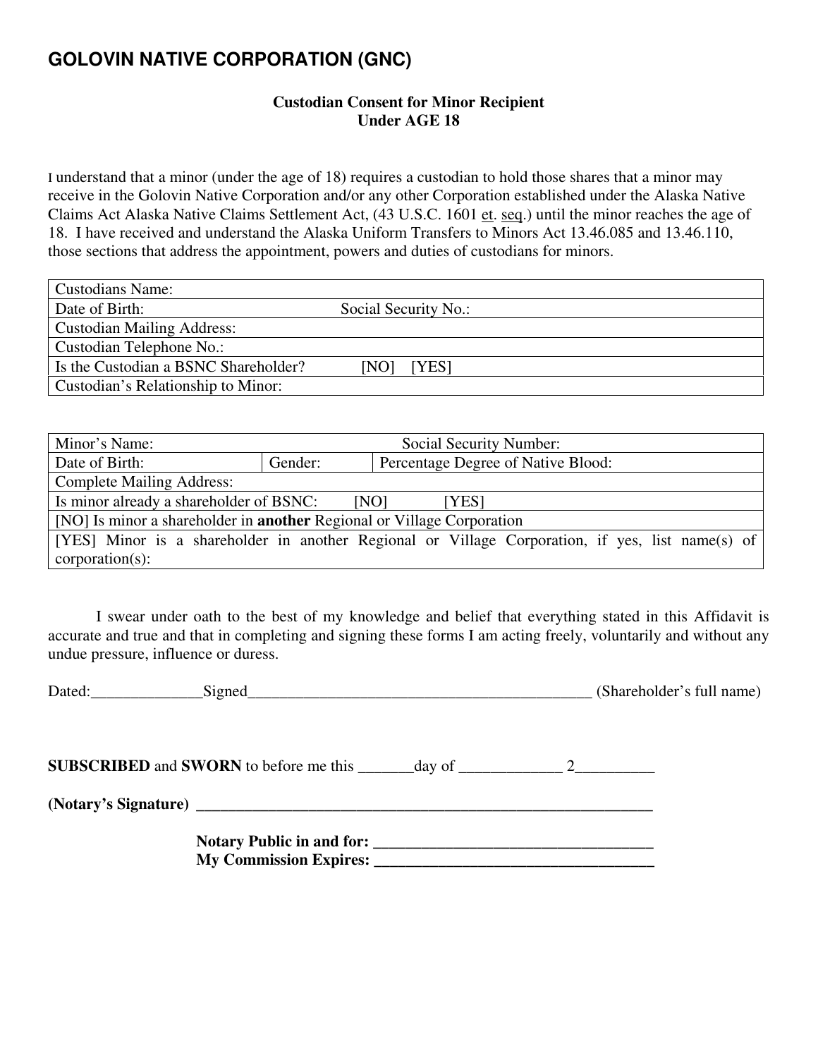# GOLOVIN NATIVE CORPORATION (GNC)

**Custodian Consent for Minor Recipient**
**Under AGE 18**

I understand that a minor (under the age of 18) requires a custodian to hold those shares that a minor may receive in the Golovin Native Corporation and/or any other Corporation established under the Alaska Native Claims Act Alaska Native Claims Settlement Act, (43 U.S.C. 1601 et. seq.) until the minor reaches the age of 18. I have received and understand the Alaska Uniform Transfers to Minors Act 13.46.085 and 13.46.110, those sections that address the appointment, powers and duties of custodians for minors.

| | |
|---|---|
| Custodians Name: | |
| Date of Birth: | Social Security No.: |
| Custodian Mailing Address: | |
| Custodian Telephone No.: | |
| Is the Custodian a BSNC Shareholder? [NO] [YES] | |
| Custodian's Relationship to Minor: | |

| | | |
|---|---|---|
| Minor's Name: | Social Security Number: | |
| Date of Birth: | Gender: | Percentage Degree of Native Blood: |
| Complete Mailing Address: | | |
| Is minor already a shareholder of BSNC: [NO] [YES] | | |
| [NO] Is minor a shareholder in **another** Regional or Village Corporation | | |
| [YES] Minor is a shareholder in another Regional or Village Corporation, if yes, list name(s) of corporation(s): | | |

I swear under oath to the best of my knowledge and belief that everything stated in this Affidavit is accurate and true and that in completing and signing these forms I am acting freely, voluntarily and without any undue pressure, influence or duress.

Dated:______________Signed____________________________________________ (Shareholder's full name)

**SUBSCRIBED** and **SWORN** to before me this _______day of _____________ 2__________

**(Notary's Signature)** ____________________________________________________________

**Notary Public in and for:** ___________________________________
**My Commission Expires:** ___________________________________